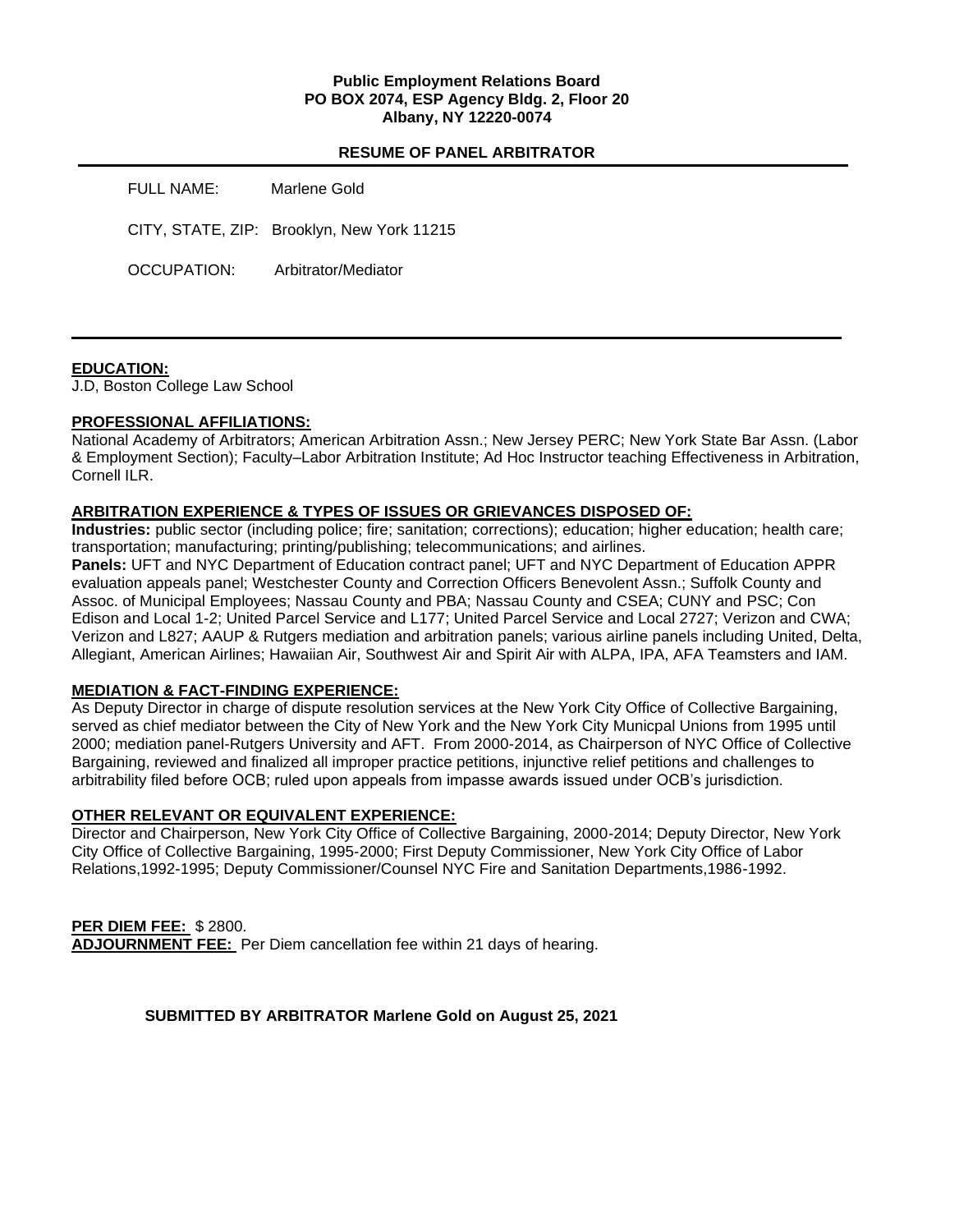**Public Employment Relations Board**
**PO BOX 2074, ESP Agency Bldg. 2, Floor 20**
**Albany, NY 12220-0074**

## RESUME OF PANEL ARBITRATOR

FULL NAME: Marlene Gold

CITY, STATE, ZIP: Brooklyn, New York 11215

OCCUPATION: Arbitrator/Mediator

---

**EDUCATION:**
J.D, Boston College Law School

**PROFESSIONAL AFFILIATIONS:**
National Academy of Arbitrators; American Arbitration Assn.; New Jersey PERC; New York State Bar Assn. (Labor & Employment Section); Faculty–Labor Arbitration Institute; Ad Hoc Instructor teaching Effectiveness in Arbitration, Cornell ILR.

**ARBITRATION EXPERIENCE & TYPES OF ISSUES OR GRIEVANCES DISPOSED OF:**
**Industries:** public sector (including police; fire; sanitation; corrections); education; higher education; health care; transportation; manufacturing; printing/publishing; telecommunications; and airlines.
**Panels:** UFT and NYC Department of Education contract panel; UFT and NYC Department of Education APPR evaluation appeals panel; Westchester County and Correction Officers Benevolent Assn.; Suffolk County and Assoc. of Municipal Employees; Nassau County and PBA; Nassau County and CSEA; CUNY and PSC; Con Edison and Local 1-2; United Parcel Service and L177; United Parcel Service and Local 2727; Verizon and CWA; Verizon and L827; AAUP & Rutgers mediation and arbitration panels; various airline panels including United, Delta, Allegiant, American Airlines; Hawaiian Air, Southwest Air and Spirit Air with ALPA, IPA, AFA Teamsters and IAM.

**MEDIATION & FACT-FINDING EXPERIENCE:**
As Deputy Director in charge of dispute resolution services at the New York City Office of Collective Bargaining, served as chief mediator between the City of New York and the New York City Municpal Unions from 1995 until 2000; mediation panel-Rutgers University and AFT. From 2000-2014, as Chairperson of NYC Office of Collective Bargaining, reviewed and finalized all improper practice petitions, injunctive relief petitions and challenges to arbitrability filed before OCB; ruled upon appeals from impasse awards issued under OCB's jurisdiction.

**OTHER RELEVANT OR EQUIVALENT EXPERIENCE:**
Director and Chairperson, New York City Office of Collective Bargaining, 2000-2014; Deputy Director, New York City Office of Collective Bargaining, 1995-2000; First Deputy Commissioner, New York City Office of Labor Relations,1992-1995; Deputy Commissioner/Counsel NYC Fire and Sanitation Departments,1986-1992.

**PER DIEM FEE:** $ 2800.
**ADJOURNMENT FEE:** Per Diem cancellation fee within 21 days of hearing.

**SUBMITTED BY ARBITRATOR Marlene Gold on August 25, 2021**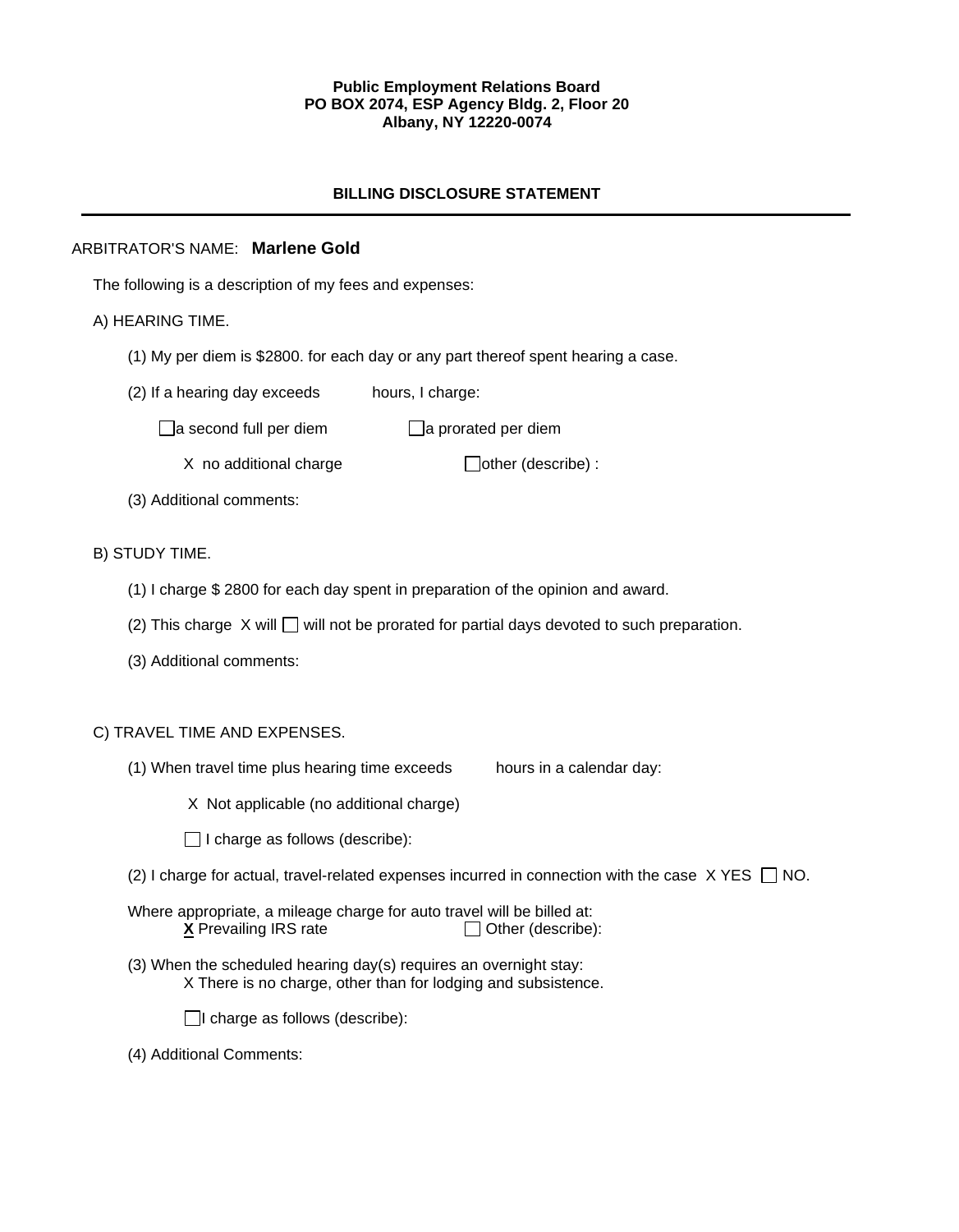**Public Employment Relations Board**
**PO BOX 2074, ESP Agency Bldg. 2, Floor 20**
**Albany, NY 12220-0074**

## BILLING DISCLOSURE STATEMENT

---

ARBITRATOR'S NAME: **Marlene Gold**

The following is a description of my fees and expenses:

A) HEARING TIME.

(1) My per diem is $2800. for each day or any part thereof spent hearing a case.

(2) If a hearing day exceeds hours, I charge:

☐ a second full per diem ☐ a prorated per diem

X no additional charge ☐ other (describe) :

(3) Additional comments:

B) STUDY TIME.

(1) I charge $ 2800 for each day spent in preparation of the opinion and award.

(2) This charge X will ☐ will not be prorated for partial days devoted to such preparation.

(3) Additional comments:

C) TRAVEL TIME AND EXPENSES.

(1) When travel time plus hearing time exceeds hours in a calendar day:

X Not applicable (no additional charge)

☐ I charge as follows (describe):

(2) I charge for actual, travel-related expenses incurred in connection with the case X YES ☐ NO.

Where appropriate, a mileage charge for auto travel will be billed at:
**X** Prevailing IRS rate ☐ Other (describe):

(3) When the scheduled hearing day(s) requires an overnight stay:
X There is no charge, other than for lodging and subsistence.

☐ I charge as follows (describe):

(4) Additional Comments: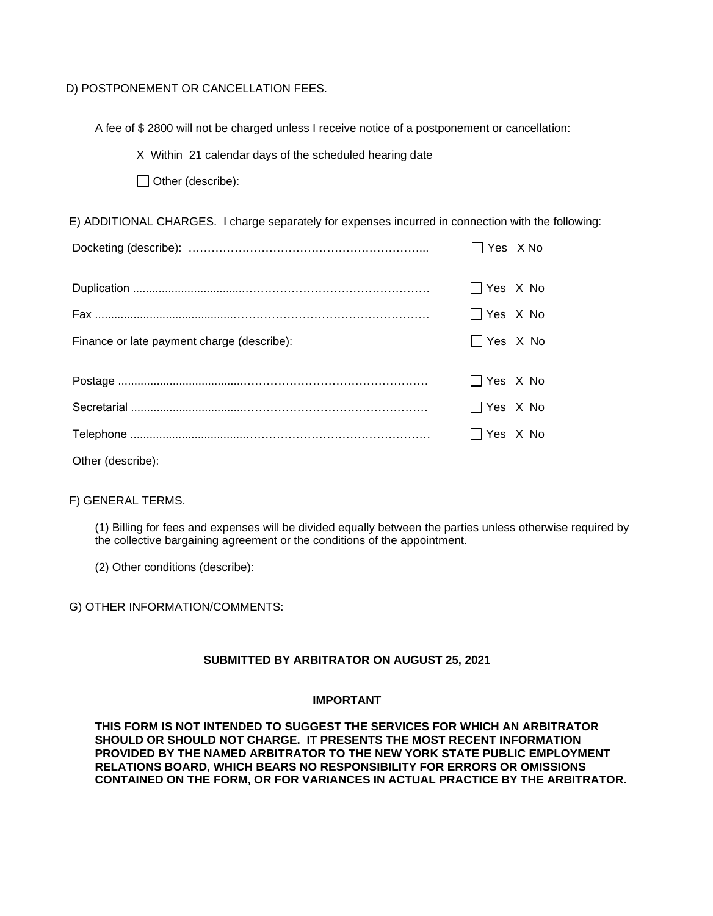D) POSTPONEMENT OR CANCELLATION FEES.

A fee of $ 2800 will not be charged unless I receive notice of a postponement or cancellation:

X Within 21 calendar days of the scheduled hearing date

☐ Other (describe):

E) ADDITIONAL CHARGES. I charge separately for expenses incurred in connection with the following:

| | |
|---|---|
| Docketing (describe): | ☐ Yes X No |
| Duplication | ☐ Yes X No |
| Fax | ☐ Yes X No |
| Finance or late payment charge (describe): | ☐ Yes X No |
| Postage | ☐ Yes X No |
| Secretarial | ☐ Yes X No |
| Telephone | ☐ Yes X No |

Other (describe):

F) GENERAL TERMS.

(1) Billing for fees and expenses will be divided equally between the parties unless otherwise required by the collective bargaining agreement or the conditions of the appointment.

(2) Other conditions (describe):

G) OTHER INFORMATION/COMMENTS:

**SUBMITTED BY ARBITRATOR ON AUGUST 25, 2021**

**IMPORTANT**

**THIS FORM IS NOT INTENDED TO SUGGEST THE SERVICES FOR WHICH AN ARBITRATOR SHOULD OR SHOULD NOT CHARGE. IT PRESENTS THE MOST RECENT INFORMATION PROVIDED BY THE NAMED ARBITRATOR TO THE NEW YORK STATE PUBLIC EMPLOYMENT RELATIONS BOARD, WHICH BEARS NO RESPONSIBILITY FOR ERRORS OR OMISSIONS CONTAINED ON THE FORM, OR FOR VARIANCES IN ACTUAL PRACTICE BY THE ARBITRATOR.**